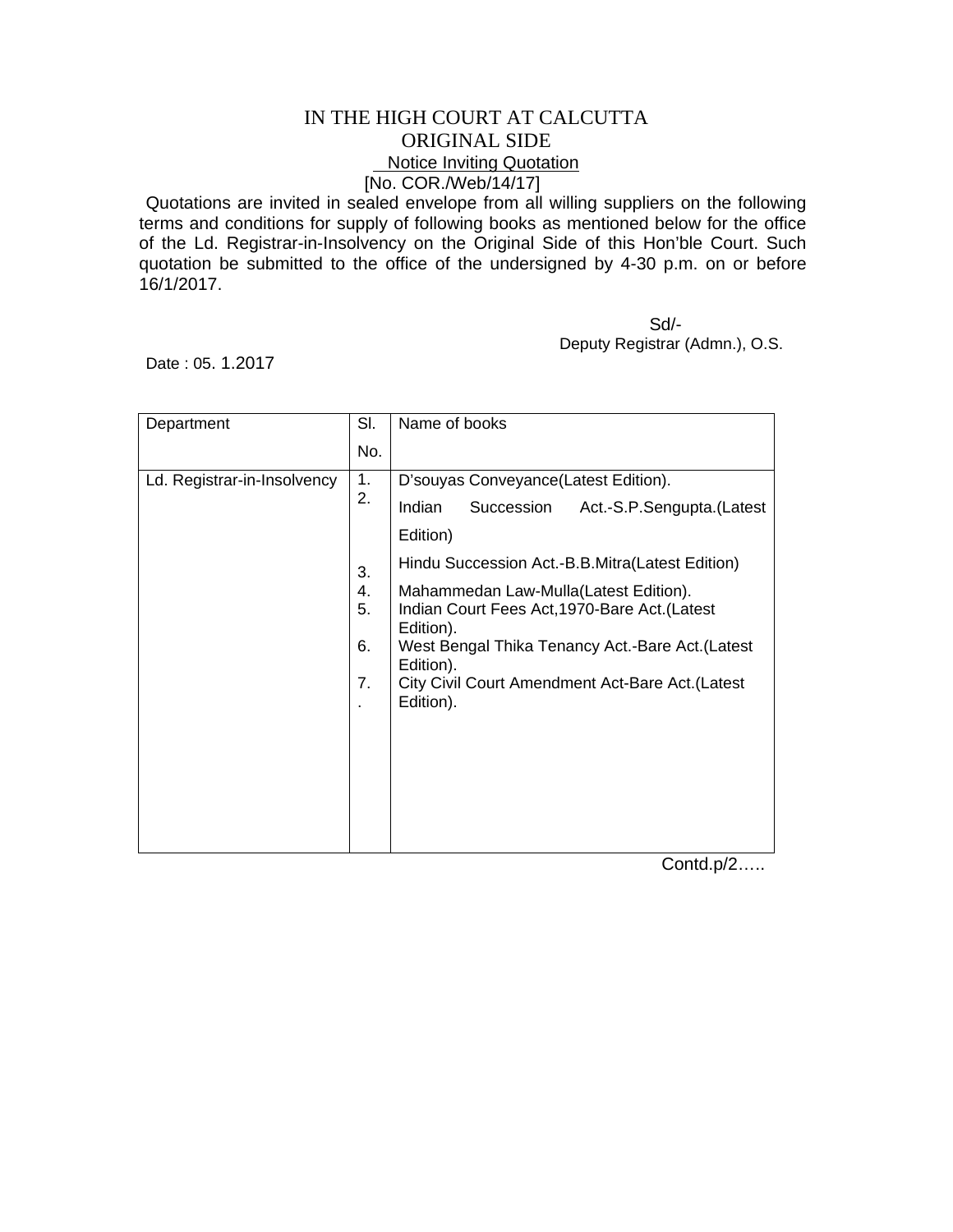# IN THE HIGH COURT AT CALCUTTA

## ORIGINAL SIDE

### Notice Inviting Quotation

[No. COR./Web/14/17]

Quotations are invited in sealed envelope from all willing suppliers on the following terms and conditions for supply of following books as mentioned below for the office of the Ld. Registrar-in-Insolvency on the Original Side of this Hon'ble Court. Such quotation be submitted to the office of the undersigned by 4-30 p.m. on or before 16/1/2017.

Sd/-

Deputy Registrar (Admn.), O.S.

Date : 05. 1.2017

| Department | Sl. No. | Name of books |
|---|---|---|
| Ld. Registrar-in-Insolvency | 1. | D'souyas Conveyance(Latest Edition). |
| | 2. | Indian Succession Act.-S.P.Sengupta.(Latest Edition) |
| | 3. | Hindu Succession Act.-B.B.Mitra(Latest Edition) |
| | 4. | Mahammedan Law-Mulla(Latest Edition). |
| | 5. | Indian Court Fees Act,1970-Bare Act.(Latest Edition). |
| | 6. | West Bengal Thika Tenancy Act.-Bare Act.(Latest Edition). |
| | 7. . | City Civil Court Amendment Act-Bare Act.(Latest Edition). |

Contd.p/2…..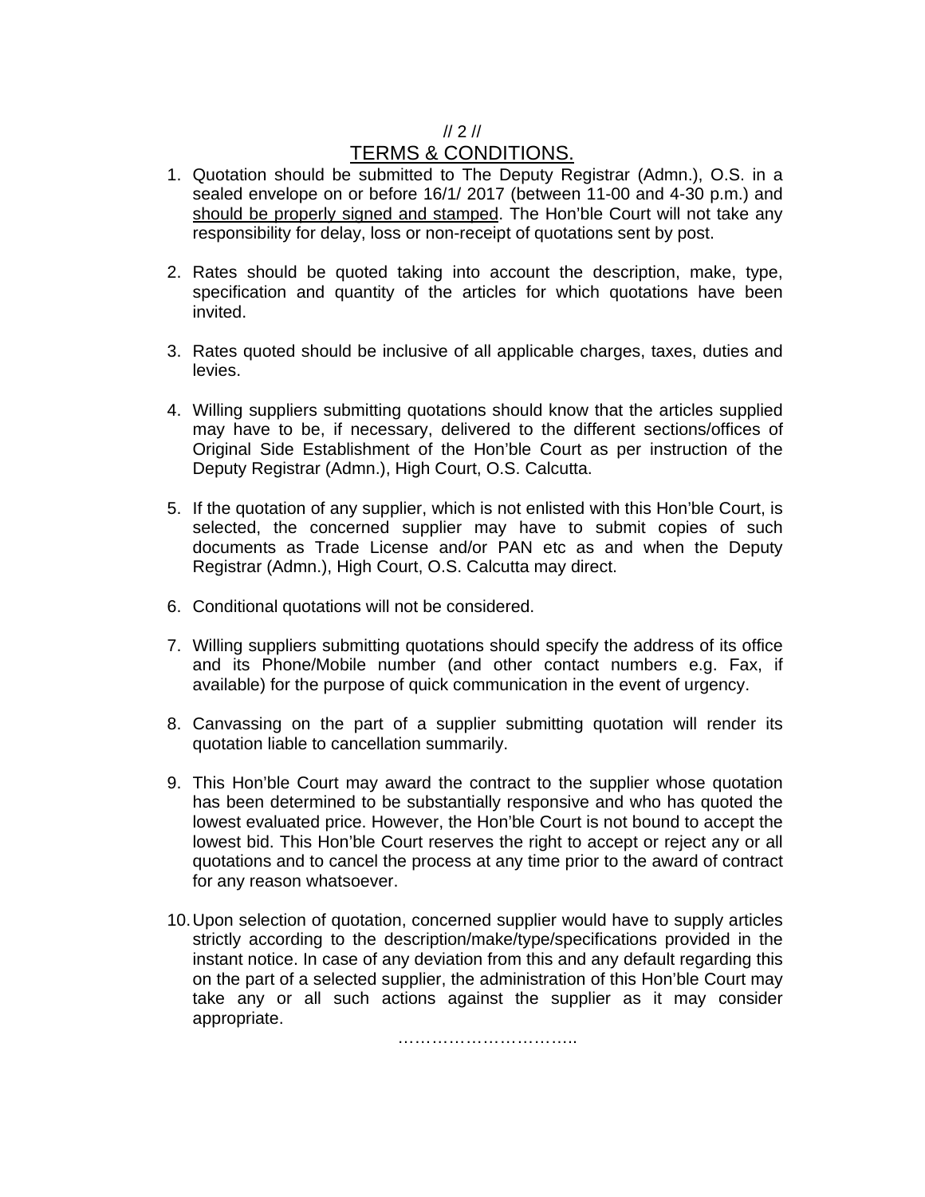## TERMS & CONDITIONS.

1. Quotation should be submitted to The Deputy Registrar (Admn.), O.S. in a sealed envelope on or before 16/1/ 2017 (between 11-00 and 4-30 p.m.) and should be properly signed and stamped. The Hon'ble Court will not take any responsibility for delay, loss or non-receipt of quotations sent by post.

2. Rates should be quoted taking into account the description, make, type, specification and quantity of the articles for which quotations have been invited.

3. Rates quoted should be inclusive of all applicable charges, taxes, duties and levies.

4. Willing suppliers submitting quotations should know that the articles supplied may have to be, if necessary, delivered to the different sections/offices of Original Side Establishment of the Hon'ble Court as per instruction of the Deputy Registrar (Admn.), High Court, O.S. Calcutta.

5. If the quotation of any supplier, which is not enlisted with this Hon'ble Court, is selected, the concerned supplier may have to submit copies of such documents as Trade License and/or PAN etc as and when the Deputy Registrar (Admn.), High Court, O.S. Calcutta may direct.

6. Conditional quotations will not be considered.

7. Willing suppliers submitting quotations should specify the address of its office and its Phone/Mobile number (and other contact numbers e.g. Fax, if available) for the purpose of quick communication in the event of urgency.

8. Canvassing on the part of a supplier submitting quotation will render its quotation liable to cancellation summarily.

9. This Hon'ble Court may award the contract to the supplier whose quotation has been determined to be substantially responsive and who has quoted the lowest evaluated price. However, the Hon'ble Court is not bound to accept the lowest bid. This Hon'ble Court reserves the right to accept or reject any or all quotations and to cancel the process at any time prior to the award of contract for any reason whatsoever.

10. Upon selection of quotation, concerned supplier would have to supply articles strictly according to the description/make/type/specifications provided in the instant notice. In case of any deviation from this and any default regarding this on the part of a selected supplier, the administration of this Hon'ble Court may take any or all such actions against the supplier as it may consider appropriate.

…………………………..